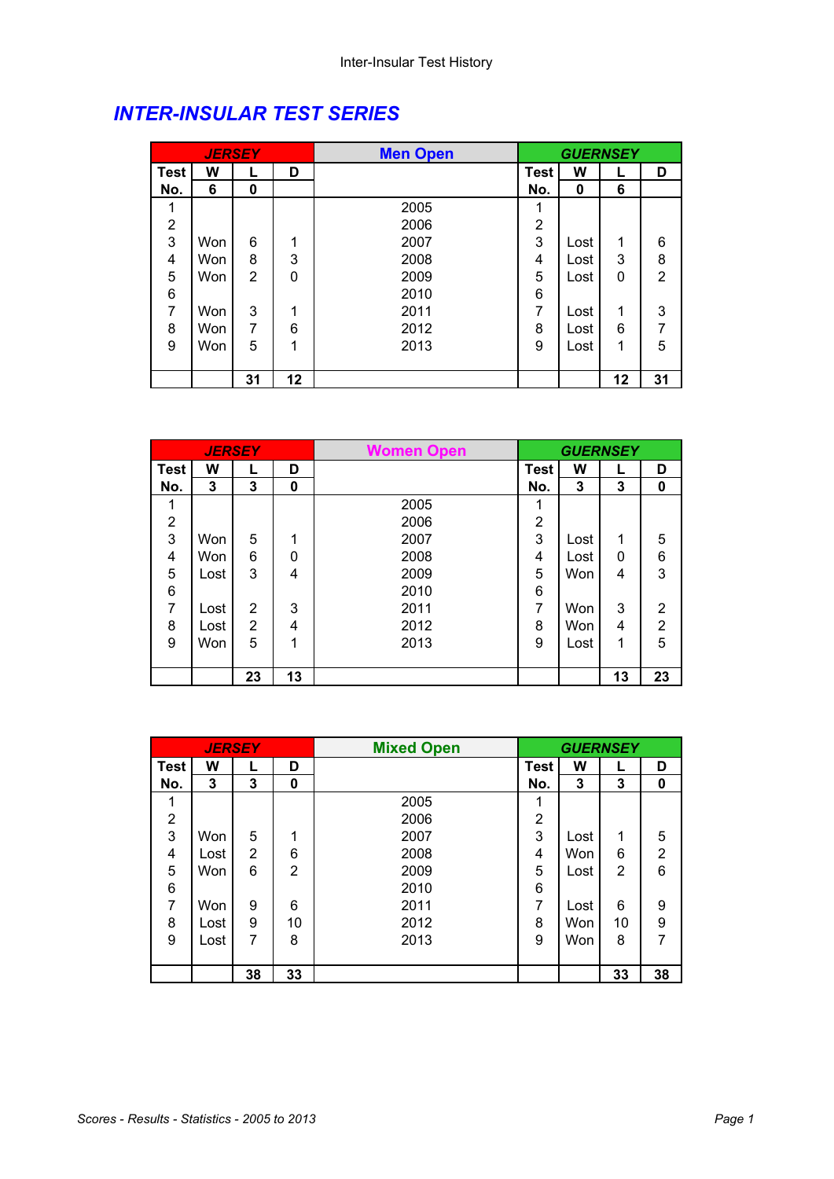# INTER-INSULAR TEST SERIES

| JERSEY | | | | Men Open | GUERNSEY | | | |
|---|---|---|---|---|---|---|---|---|
| Test No. | W 6 | L 0 | D | | Test No. | W 0 | L 6 | D |
| 1 | | | | 2005 | 1 | | | |
| 2 | | | | 2006 | 2 | | | |
| 3 | Won | 6 | 1 | 2007 | 3 | Lost | 1 | 6 |
| 4 | Won | 8 | 3 | 2008 | 4 | Lost | 3 | 8 |
| 5 | Won | 2 | 0 | 2009 | 5 | Lost | 0 | 2 |
| 6 | | | | 2010 | 6 | | | |
| 7 | Won | 3 | 1 | 2011 | 7 | Lost | 1 | 3 |
| 8 | Won | 7 | 6 | 2012 | 8 | Lost | 6 | 7 |
| 9 | Won | 5 | 1 | 2013 | 9 | Lost | 1 | 5 |
| | | **31** | **12** | | | | **12** | **31** |

| JERSEY | | | | Women Open | GUERNSEY | | | |
|---|---|---|---|---|---|---|---|---|
| Test No. | W 3 | L 3 | D 0 | | Test No. | W 3 | L 3 | D 0 |
| 1 | | | | 2005 | 1 | | | |
| 2 | | | | 2006 | 2 | | | |
| 3 | Won | 5 | 1 | 2007 | 3 | Lost | 1 | 5 |
| 4 | Won | 6 | 0 | 2008 | 4 | Lost | 0 | 6 |
| 5 | Lost | 3 | 4 | 2009 | 5 | Won | 4 | 3 |
| 6 | | | | 2010 | 6 | | | |
| 7 | Lost | 2 | 3 | 2011 | 7 | Won | 3 | 2 |
| 8 | Lost | 2 | 4 | 2012 | 8 | Won | 4 | 2 |
| 9 | Won | 5 | 1 | 2013 | 9 | Lost | 1 | 5 |
| | | **23** | **13** | | | | **13** | **23** |

| JERSEY | | | | Mixed Open | GUERNSEY | | | |
|---|---|---|---|---|---|---|---|---|
| Test No. | W 3 | L 3 | D 0 | | Test No. | W 3 | L 3 | D 0 |
| 1 | | | | 2005 | 1 | | | |
| 2 | | | | 2006 | 2 | | | |
| 3 | Won | 5 | 1 | 2007 | 3 | Lost | 1 | 5 |
| 4 | Lost | 2 | 6 | 2008 | 4 | Won | 6 | 2 |
| 5 | Won | 6 | 2 | 2009 | 5 | Lost | 2 | 6 |
| 6 | | | | 2010 | 6 | | | |
| 7 | Won | 9 | 6 | 2011 | 7 | Lost | 6 | 9 |
| 8 | Lost | 9 | 10 | 2012 | 8 | Won | 10 | 9 |
| 9 | Lost | 7 | 8 | 2013 | 9 | Won | 8 | 7 |
| | | **38** | **33** | | | | **33** | **38** |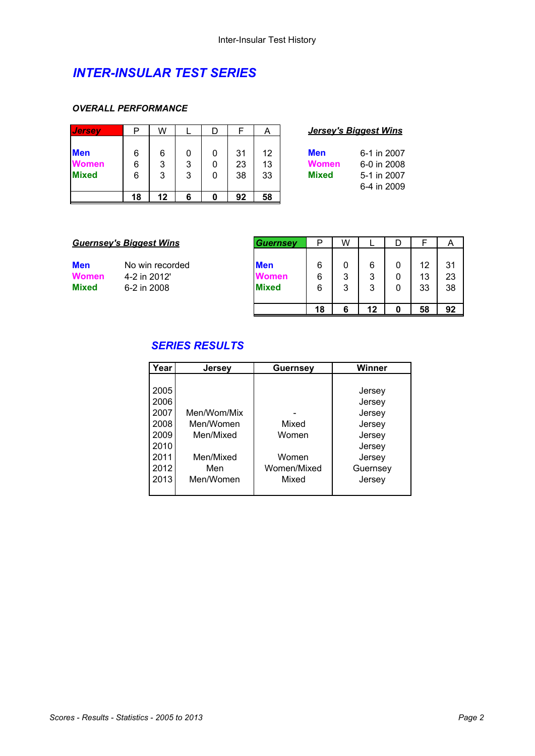# *INTER-INSULAR TEST SERIES*

### *OVERALL PERFORMANCE*

| Jersey | P | W | L | D | F | A |
|---|---|---|---|---|---|---|
| Men | 6 | 6 | 0 | 0 | 31 | 12 |
| Women | 6 | 3 | 3 | 0 | 23 | 13 |
| Mixed | 6 | 3 | 3 | 0 | 38 | 33 |
| | **18** | **12** | **6** | **0** | **92** | **58** |

***Jersey's Biggest Wins***

| | |
|---|---|
| **Men** | 6-1 in 2007 |
| **Women** | 6-0 in 2008 |
| **Mixed** | 5-1 in 2007 |
| | 6-4 in 2009 |

***Guernsey's Biggest Wins***

| | |
|---|---|
| **Men** | No win recorded |
| **Women** | 4-2 in 2012' |
| **Mixed** | 6-2 in 2008 |

| Guernsey | P | W | L | D | F | A |
|---|---|---|---|---|---|---|
| Men | 6 | 0 | 6 | 0 | 12 | 31 |
| Women | 6 | 3 | 3 | 0 | 13 | 23 |
| Mixed | 6 | 3 | 3 | 0 | 33 | 38 |
| | **18** | **6** | **12** | **0** | **58** | **92** |

## *SERIES RESULTS*

| Year | Jersey | Guernsey | Winner |
|---|---|---|---|
| 2005 | | | Jersey |
| 2006 | | | Jersey |
| 2007 | Men/Wom/Mix | - | Jersey |
| 2008 | Men/Women | Mixed | Jersey |
| 2009 | Men/Mixed | Women | Jersey |
| 2010 | | | Jersey |
| 2011 | Men/Mixed | Women | Jersey |
| 2012 | Men | Women/Mixed | Guernsey |
| 2013 | Men/Women | Mixed | Jersey |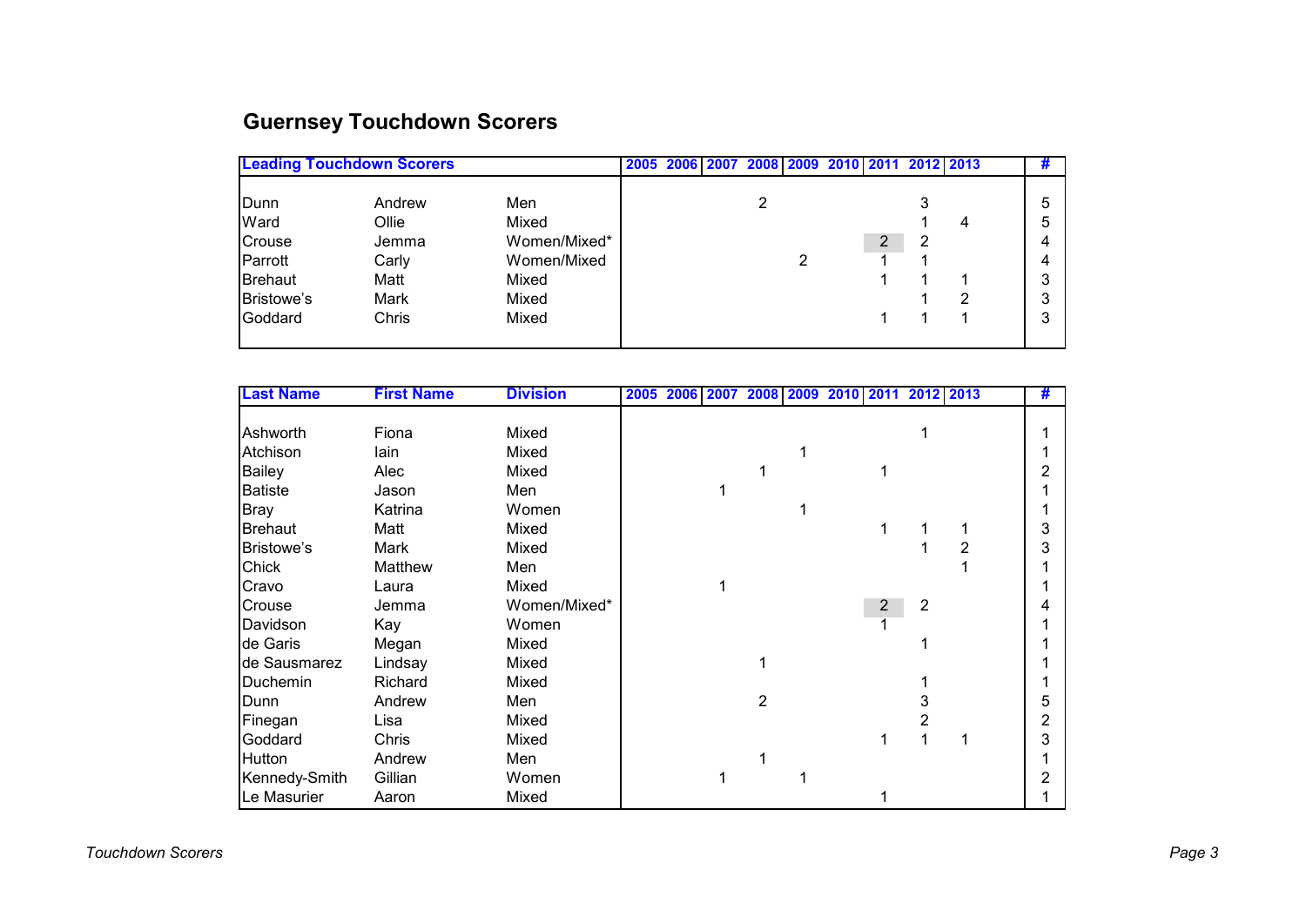# Guernsey Touchdown Scorers

| Leading Touchdown Scorers | | | 2005 | 2006 | 2007 | 2008 | 2009 | 2010 | 2011 | 2012 | 2013 | # |
|---|---|---|---|---|---|---|---|---|---|---|---|---|
| Dunn | Andrew | Men | | | | 2 | | | | 3 | | 5 |
| Ward | Ollie | Mixed | | | | | | | | 1 | 4 | 5 |
| Crouse | Jemma | Women/Mixed* | | | | | | | 2 | 2 | | 4 |
| Parrott | Carly | Women/Mixed | | | | | 2 | | 1 | 1 | | 4 |
| Brehaut | Matt | Mixed | | | | | | | 1 | 1 | 1 | 3 |
| Bristowe's | Mark | Mixed | | | | | | | | 1 | 2 | 3 |
| Goddard | Chris | Mixed | | | | | | | 1 | 1 | 1 | 3 |

| Last Name | First Name | Division | 2005 | 2006 | 2007 | 2008 | 2009 | 2010 | 2011 | 2012 | 2013 | # |
|---|---|---|---|---|---|---|---|---|---|---|---|---|
| Ashworth | Fiona | Mixed | | | | | | | | 1 | | 1 |
| Atchison | Iain | Mixed | | | | | 1 | | | | | 1 |
| Bailey | Alec | Mixed | | | | 1 | | | 1 | | | 2 |
| Batiste | Jason | Men | | | 1 | | | | | | | 1 |
| Bray | Katrina | Women | | | | | 1 | | | | | 1 |
| Brehaut | Matt | Mixed | | | | | | | 1 | 1 | 1 | 3 |
| Bristowe's | Mark | Mixed | | | | | | | | 1 | 2 | 3 |
| Chick | Matthew | Men | | | | | | | | | 1 | 1 |
| Cravo | Laura | Mixed | | | 1 | | | | | | | 1 |
| Crouse | Jemma | Women/Mixed* | | | | | | | 2 | 2 | | 4 |
| Davidson | Kay | Women | | | | | | | 1 | | | 1 |
| de Garis | Megan | Mixed | | | | | | | | 1 | | 1 |
| de Sausmarez | Lindsay | Mixed | | | | 1 | | | | | | 1 |
| Duchemin | Richard | Mixed | | | | | | | | 1 | | 1 |
| Dunn | Andrew | Men | | | | 2 | | | | 3 | | 5 |
| Finegan | Lisa | Mixed | | | | | | | | 2 | | 2 |
| Goddard | Chris | Mixed | | | | | | | 1 | 1 | 1 | 3 |
| Hutton | Andrew | Men | | | | 1 | | | | | | 1 |
| Kennedy-Smith | Gillian | Women | | | 1 | | 1 | | | | | 2 |
| Le Masurier | Aaron | Mixed | | | | | | | 1 | | | 1 |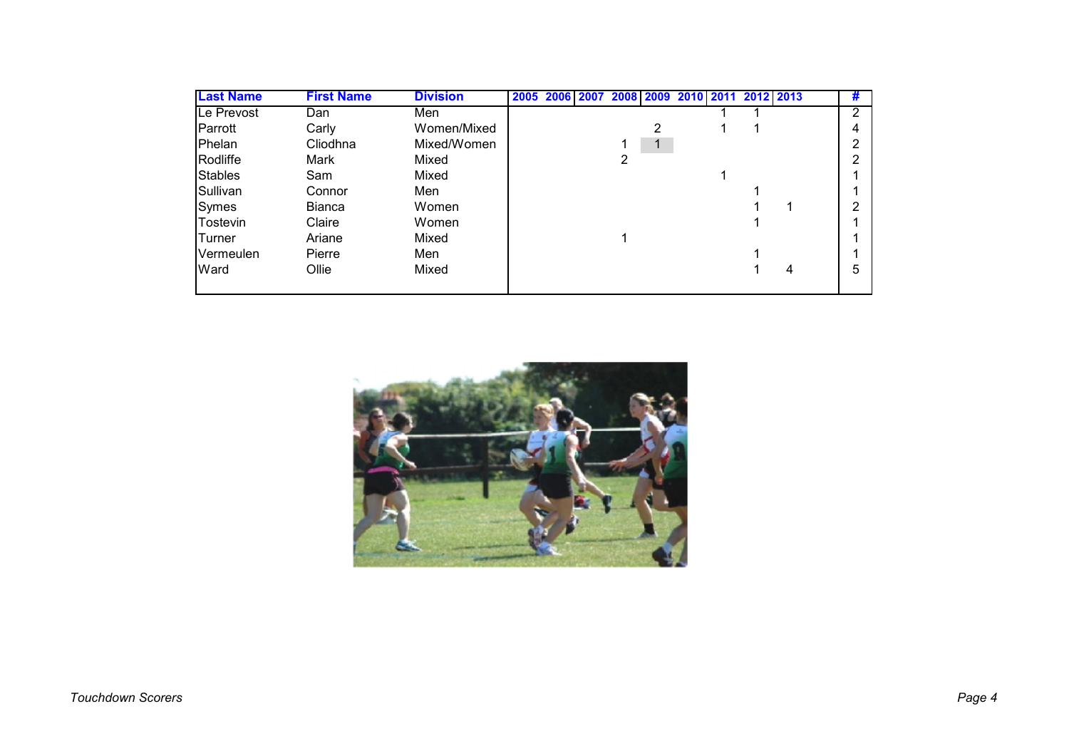| Last Name | First Name | Division | 2005 | 2006 | 2007 | 2008 | 2009 | 2010 | 2011 | 2012 | 2013 | # |
|---|---|---|---|---|---|---|---|---|---|---|---|---|
| Le Prevost | Dan | Men | | | | | | | 1 | 1 | | 2 |
| Parrott | Carly | Women/Mixed | | | | | 2 | | 1 | 1 | | 4 |
| Phelan | Cliodhna | Mixed/Women | | | | 1 | 1 | | | | | 2 |
| Rodliffe | Mark | Mixed | | | | 2 | | | | | | 2 |
| Stables | Sam | Mixed | | | | | | | 1 | | | 1 |
| Sullivan | Connor | Men | | | | | | | | 1 | | 1 |
| Symes | Bianca | Women | | | | | | | | 1 | 1 | 2 |
| Tostevin | Claire | Women | | | | | | | | 1 | | 1 |
| Turner | Ariane | Mixed | | | | 1 | | | | | | 1 |
| Vermeulen | Pierre | Men | | | | | | | | 1 | | 1 |
| Ward | Ollie | Mixed | | | | | | | | 1 | 4 | 5 |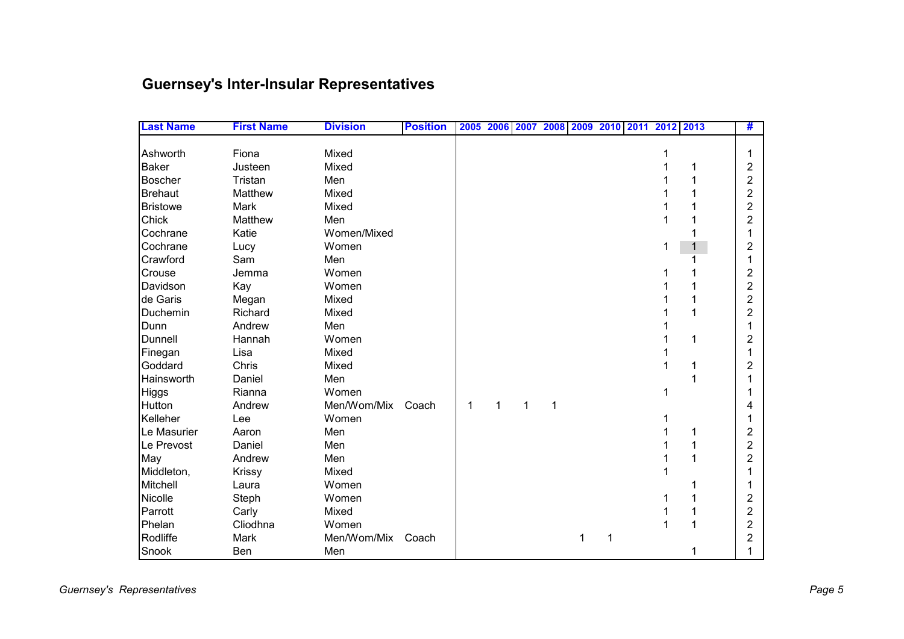## Guernsey's Inter-Insular Representatives

| Last Name | First Name | Division | Position | 2005 | 2006 | 2007 | 2008 | 2009 | 2010 | 2011 | 2012 | 2013 | # |
|---|---|---|---|---|---|---|---|---|---|---|---|---|---|
| Ashworth | Fiona | Mixed | | | | | | | | | 1 | | 1 |
| Baker | Justeen | Mixed | | | | | | | | | 1 | 1 | 2 |
| Boscher | Tristan | Men | | | | | | | | | 1 | 1 | 2 |
| Brehaut | Matthew | Mixed | | | | | | | | | 1 | 1 | 2 |
| Bristowe | Mark | Mixed | | | | | | | | | 1 | 1 | 2 |
| Chick | Matthew | Men | | | | | | | | | 1 | 1 | 2 |
| Cochrane | Katie | Women/Mixed | | | | | | | | | | 1 | 1 |
| Cochrane | Lucy | Women | | | | | | | | | 1 | 1 | 2 |
| Crawford | Sam | Men | | | | | | | | | | 1 | 1 |
| Crouse | Jemma | Women | | | | | | | | | 1 | 1 | 2 |
| Davidson | Kay | Women | | | | | | | | | 1 | 1 | 2 |
| de Garis | Megan | Mixed | | | | | | | | | 1 | 1 | 2 |
| Duchemin | Richard | Mixed | | | | | | | | | 1 | 1 | 2 |
| Dunn | Andrew | Men | | | | | | | | | 1 | | 1 |
| Dunnell | Hannah | Women | | | | | | | | | 1 | 1 | 2 |
| Finegan | Lisa | Mixed | | | | | | | | | 1 | | 1 |
| Goddard | Chris | Mixed | | | | | | | | | 1 | 1 | 2 |
| Hainsworth | Daniel | Men | | | | | | | | | | 1 | 1 |
| Higgs | Rianna | Women | | | | | | | | | 1 | | 1 |
| Hutton | Andrew | Men/Wom/Mix | Coach | 1 | 1 | 1 | 1 | | | | | | 4 |
| Kelleher | Lee | Women | | | | | | | | | 1 | | 1 |
| Le Masurier | Aaron | Men | | | | | | | | | 1 | 1 | 2 |
| Le Prevost | Daniel | Men | | | | | | | | | 1 | 1 | 2 |
| May | Andrew | Men | | | | | | | | | 1 | 1 | 2 |
| Middleton, | Krissy | Mixed | | | | | | | | | 1 | | 1 |
| Mitchell | Laura | Women | | | | | | | | | | 1 | 1 |
| Nicolle | Steph | Women | | | | | | | | | 1 | 1 | 2 |
| Parrott | Carly | Mixed | | | | | | | | | 1 | 1 | 2 |
| Phelan | Cliodhna | Women | | | | | | | | | 1 | 1 | 2 |
| Rodliffe | Mark | Men/Wom/Mix | Coach | | | | | 1 | 1 | | | | 2 |
| Snook | Ben | Men | | | | | | | | | | 1 | 1 |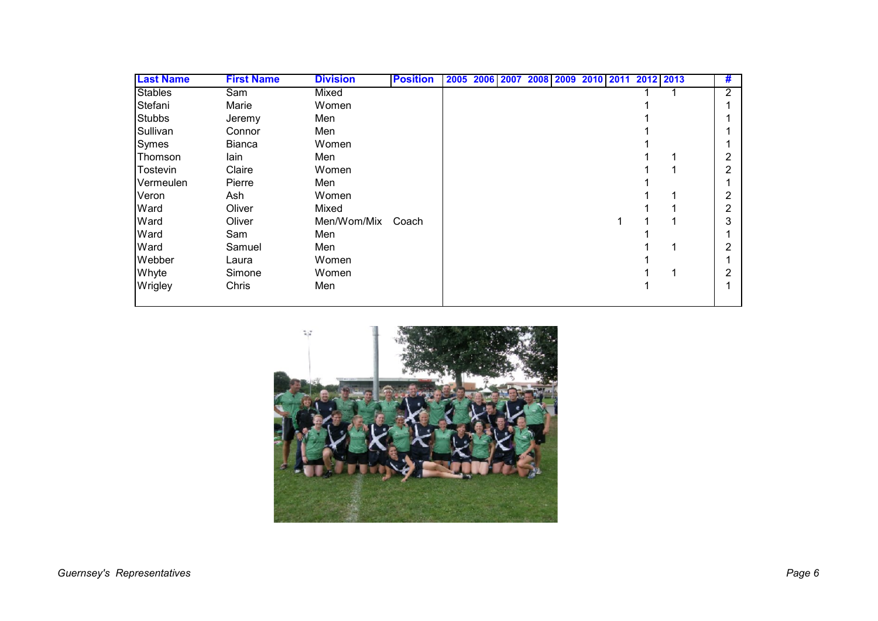| Last Name | First Name | Division | Position | 2005 | 2006 | 2007 | 2008 | 2009 | 2010 | 2011 | 2012 | 2013 | # |
|---|---|---|---|---|---|---|---|---|---|---|---|---|---|
| Stables | Sam | Mixed | | | | | | | | | 1 | 1 | 2 |
| Stefani | Marie | Women | | | | | | | | | 1 | | 1 |
| Stubbs | Jeremy | Men | | | | | | | | | 1 | | 1 |
| Sullivan | Connor | Men | | | | | | | | | 1 | | 1 |
| Symes | Bianca | Women | | | | | | | | | 1 | | 1 |
| Thomson | Iain | Men | | | | | | | | | 1 | 1 | 2 |
| Tostevin | Claire | Women | | | | | | | | | 1 | 1 | 2 |
| Vermeulen | Pierre | Men | | | | | | | | | 1 | | 1 |
| Veron | Ash | Women | | | | | | | | | 1 | 1 | 2 |
| Ward | Oliver | Mixed | | | | | | | | | 1 | 1 | 2 |
| Ward | Oliver | Men/Wom/Mix | Coach | | | | | | | 1 | 1 | 1 | 3 |
| Ward | Sam | Men | | | | | | | | | 1 | | 1 |
| Ward | Samuel | Men | | | | | | | | | 1 | 1 | 2 |
| Webber | Laura | Women | | | | | | | | | 1 | | 1 |
| Whyte | Simone | Women | | | | | | | | | 1 | 1 | 2 |
| Wrigley | Chris | Men | | | | | | | | | 1 | | 1 |